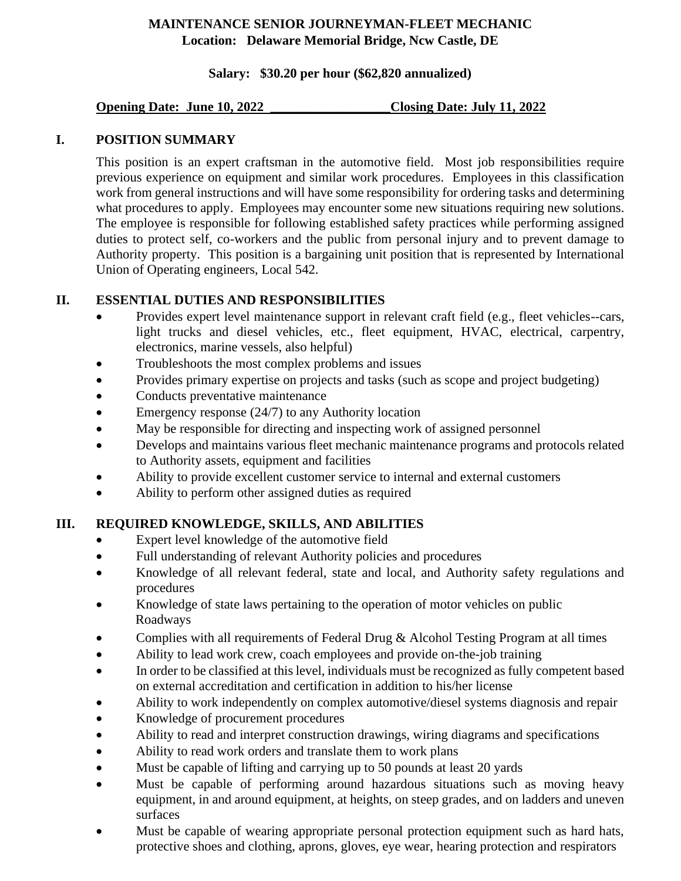# MAINTENANCE SENIOR JOURNEYMAN-FLEET MECHANIC

**Location: Delaware Memorial Bridge, Ncw Castle, DE**

**Salary: $30.20 per hour ($62,820 annualized)**

**Opening Date: June 10, 2022 __________________Closing Date: July 11, 2022**

## I. POSITION SUMMARY

This position is an expert craftsman in the automotive field. Most job responsibilities require previous experience on equipment and similar work procedures. Employees in this classification work from general instructions and will have some responsibility for ordering tasks and determining what procedures to apply. Employees may encounter some new situations requiring new solutions. The employee is responsible for following established safety practices while performing assigned duties to protect self, co-workers and the public from personal injury and to prevent damage to Authority property. This position is a bargaining unit position that is represented by International Union of Operating engineers, Local 542.

## II. ESSENTIAL DUTIES AND RESPONSIBILITIES

- Provides expert level maintenance support in relevant craft field (e.g., fleet vehicles--cars, light trucks and diesel vehicles, etc., fleet equipment, HVAC, electrical, carpentry, electronics, marine vessels, also helpful)
- Troubleshoots the most complex problems and issues
- Provides primary expertise on projects and tasks (such as scope and project budgeting)
- Conducts preventative maintenance
- Emergency response (24/7) to any Authority location
- May be responsible for directing and inspecting work of assigned personnel
- Develops and maintains various fleet mechanic maintenance programs and protocols related to Authority assets, equipment and facilities
- Ability to provide excellent customer service to internal and external customers
- Ability to perform other assigned duties as required

## III. REQUIRED KNOWLEDGE, SKILLS, AND ABILITIES

- Expert level knowledge of the automotive field
- Full understanding of relevant Authority policies and procedures
- Knowledge of all relevant federal, state and local, and Authority safety regulations and procedures
- Knowledge of state laws pertaining to the operation of motor vehicles on public Roadways
- Complies with all requirements of Federal Drug & Alcohol Testing Program at all times
- Ability to lead work crew, coach employees and provide on-the-job training
- In order to be classified at this level, individuals must be recognized as fully competent based on external accreditation and certification in addition to his/her license
- Ability to work independently on complex automotive/diesel systems diagnosis and repair
- Knowledge of procurement procedures
- Ability to read and interpret construction drawings, wiring diagrams and specifications
- Ability to read work orders and translate them to work plans
- Must be capable of lifting and carrying up to 50 pounds at least 20 yards
- Must be capable of performing around hazardous situations such as moving heavy equipment, in and around equipment, at heights, on steep grades, and on ladders and uneven surfaces
- Must be capable of wearing appropriate personal protection equipment such as hard hats, protective shoes and clothing, aprons, gloves, eye wear, hearing protection and respirators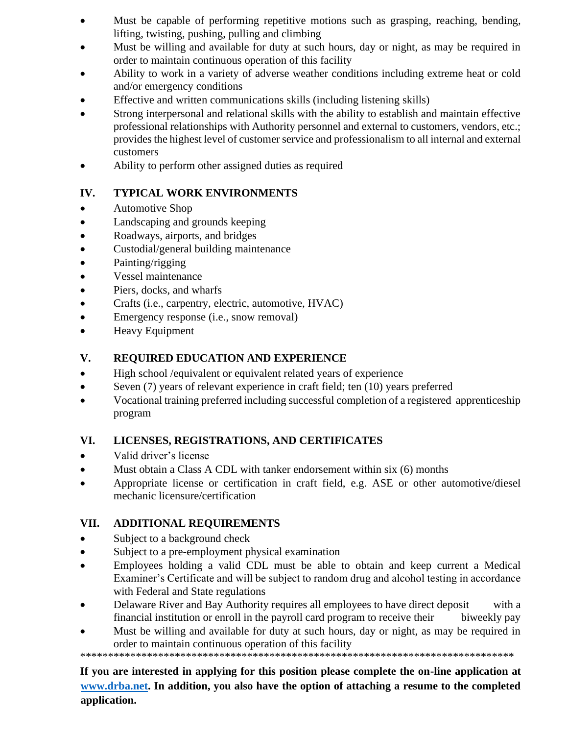- Must be capable of performing repetitive motions such as grasping, reaching, bending, lifting, twisting, pushing, pulling and climbing
- Must be willing and available for duty at such hours, day or night, as may be required in order to maintain continuous operation of this facility
- Ability to work in a variety of adverse weather conditions including extreme heat or cold and/or emergency conditions
- Effective and written communications skills (including listening skills)
- Strong interpersonal and relational skills with the ability to establish and maintain effective professional relationships with Authority personnel and external to customers, vendors, etc.; provides the highest level of customer service and professionalism to all internal and external customers
- Ability to perform other assigned duties as required

## IV. TYPICAL WORK ENVIRONMENTS

- Automotive Shop
- Landscaping and grounds keeping
- Roadways, airports, and bridges
- Custodial/general building maintenance
- Painting/rigging
- Vessel maintenance
- Piers, docks, and wharfs
- Crafts (i.e., carpentry, electric, automotive, HVAC)
- Emergency response (i.e., snow removal)
- Heavy Equipment

## V. REQUIRED EDUCATION AND EXPERIENCE

- High school /equivalent or equivalent related years of experience
- Seven (7) years of relevant experience in craft field; ten (10) years preferred
- Vocational training preferred including successful completion of a registered apprenticeship program

## VI. LICENSES, REGISTRATIONS, AND CERTIFICATES

- Valid driver's license
- Must obtain a Class A CDL with tanker endorsement within six (6) months
- Appropriate license or certification in craft field, e.g. ASE or other automotive/diesel mechanic licensure/certification

## VII. ADDITIONAL REQUIREMENTS

- Subject to a background check
- Subject to a pre-employment physical examination
- Employees holding a valid CDL must be able to obtain and keep current a Medical Examiner's Certificate and will be subject to random drug and alcohol testing in accordance with Federal and State regulations
- Delaware River and Bay Authority requires all employees to have direct deposit with a financial institution or enroll in the payroll card program to receive their biweekly pay
- Must be willing and available for duty at such hours, day or night, as may be required in order to maintain continuous operation of this facility

********************************************************************************

**If you are interested in applying for this position please complete the on-line application at [www.drba.net](http://www.drba.net). In addition, you also have the option of attaching a resume to the completed application.**